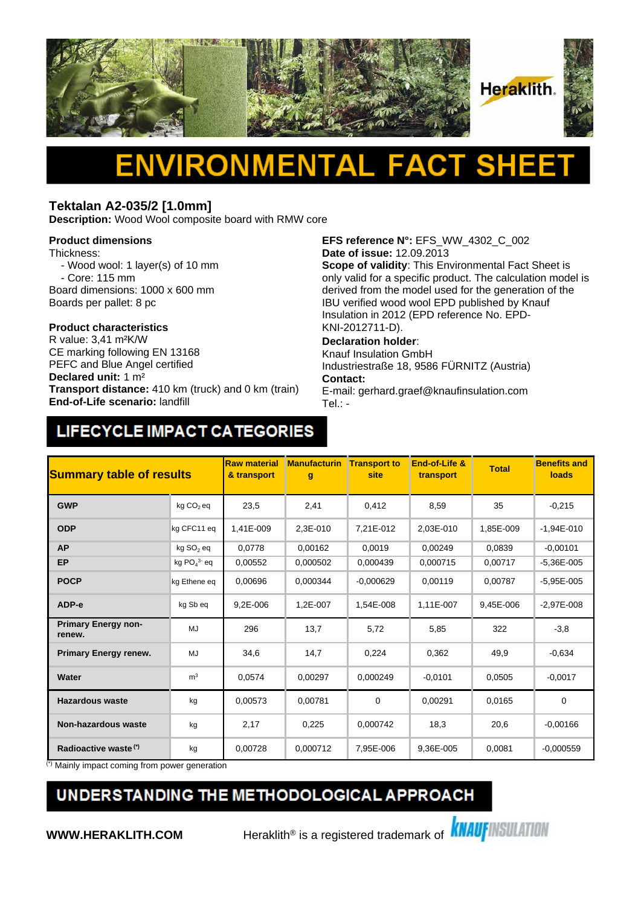# ENVIRONMENTAL FACT SHEET

## Tektalan A2-035/2 [1.0mm]

**Description:** Wood Wool composite board with RMW core

**Product dimensions**
Thickness:
- Wood wool: 1 layer(s) of 10 mm
- Core: 115 mm

Board dimensions: 1000 x 600 mm
Boards per pallet: 8 pc

**Product characteristics**
R value: 3,41 m²K/W
CE marking following EN 13168
PEFC and Blue Angel certified
**Declared unit:** 1 m²
**Transport distance:** 410 km (truck) and 0 km (train)
**End-of-Life scenario:** landfill

**EFS reference N°:** EFS_WW_4302_C_002
**Date of issue:** 12.09.2013
**Scope of validity**: This Environmental Fact Sheet is only valid for a specific product. The calculation model is derived from the model used for the generation of the IBU verified wood wool EPD published by Knauf Insulation in 2012 (EPD reference No. EPD-KNI-2012711-D).
**Declaration holder**:
Knauf Insulation GmbH
Industriestraße 18, 9586 FÜRNITZ (Austria)
**Contact:**
E-mail: gerhard.graef@knaufinsulation.com
Tel.: -

## LIFECYCLE IMPACT CATEGORIES

| Summary table of results | | Raw material & transport | Manufacturing | Transport to site | End-of-Life & transport | Total | Benefits and loads |
|---|---|---|---|---|---|---|---|
| **GWP** | kg $CO_2$ eq | 23,5 | 2,41 | 0,412 | 8,59 | 35 | -0,215 |
| **ODP** | kg CFC11 eq | 1,41E-009 | 2,3E-010 | 7,21E-012 | 2,03E-010 | 1,85E-009 | -1,94E-010 |
| **AP** | kg $SO_2$ eq | 0,0778 | 0,00162 | 0,0019 | 0,00249 | 0,0839 | -0,00101 |
| **EP** | kg $PO_4^{3-}$ eq | 0,00552 | 0,000502 | 0,000439 | 0,000715 | 0,00717 | -5,36E-005 |
| **POCP** | kg Ethene eq | 0,00696 | 0,000344 | -0,000629 | 0,00119 | 0,00787 | -5,95E-005 |
| **ADP-e** | kg Sb eq | 9,2E-006 | 1,2E-007 | 1,54E-008 | 1,11E-007 | 9,45E-006 | -2,97E-008 |
| **Primary Energy non-renew.** | MJ | 296 | 13,7 | 5,72 | 5,85 | 322 | -3,8 |
| **Primary Energy renew.** | MJ | 34,6 | 14,7 | 0,224 | 0,362 | 49,9 | -0,634 |
| **Water** | m³ | 0,0574 | 0,00297 | 0,000249 | -0,0101 | 0,0505 | -0,0017 |
| **Hazardous waste** | kg | 0,00573 | 0,00781 | 0 | 0,00291 | 0,0165 | 0 |
| **Non-hazardous waste** | kg | 2,17 | 0,225 | 0,000742 | 18,3 | 20,6 | -0,00166 |
| **Radioactive waste [*]** | kg | 0,00728 | 0,000712 | 7,95E-006 | 9,36E-005 | 0,0081 | -0,000559 |

[*] Mainly impact coming from power generation

## UNDERSTANDING THE METHODOLOGICAL APPROACH

**WWW.HERAKLITH.COM** Heraklith® is a registered trademark of KNAUF INSULATION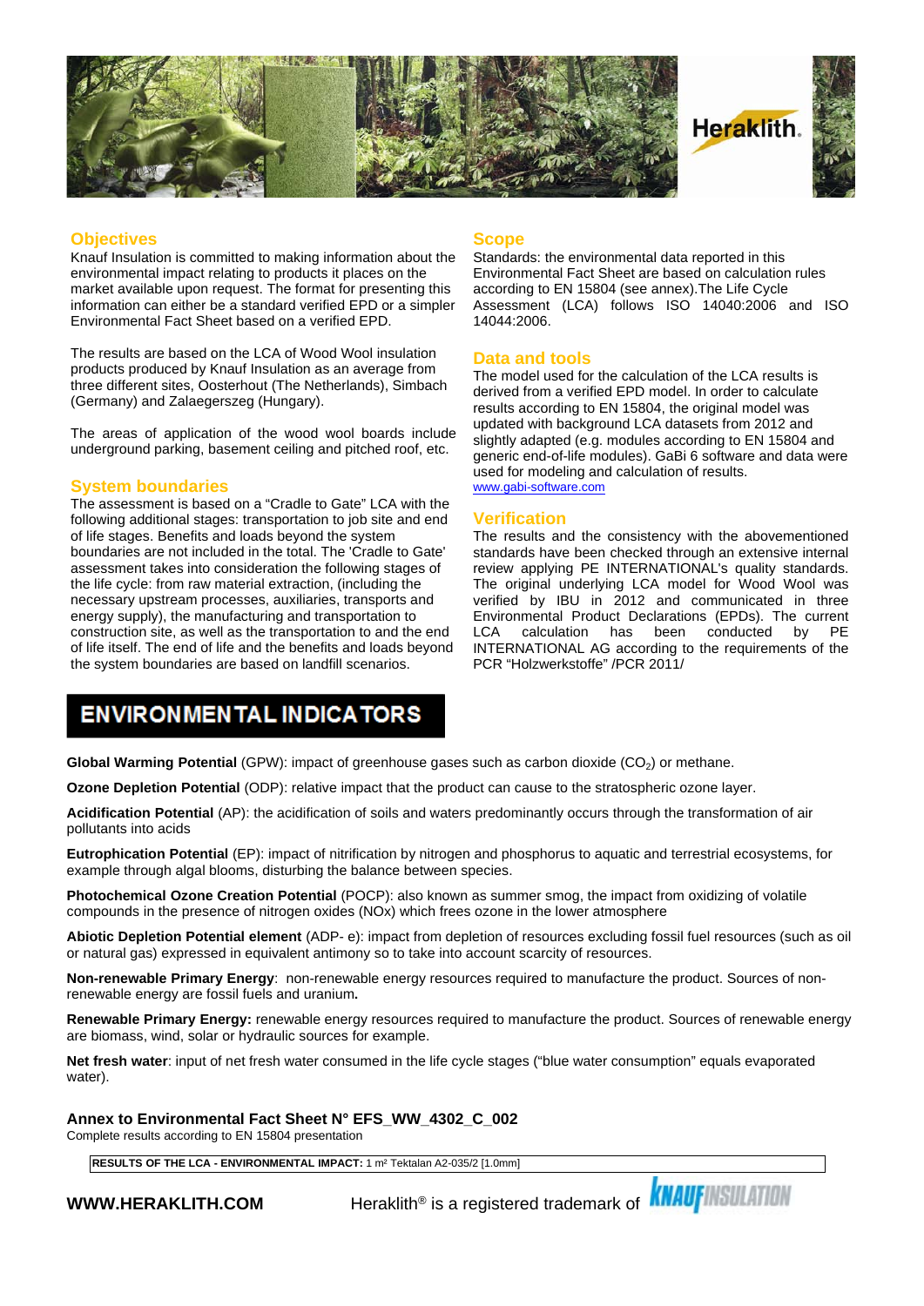## Objectives

Knauf Insulation is committed to making information about the environmental impact relating to products it places on the market available upon request. The format for presenting this information can either be a standard verified EPD or a simpler Environmental Fact Sheet based on a verified EPD.

The results are based on the LCA of Wood Wool insulation products produced by Knauf Insulation as an average from three different sites, Oosterhout (The Netherlands), Simbach (Germany) and Zalaegerszeg (Hungary).

The areas of application of the wood wool boards include underground parking, basement ceiling and pitched roof, etc.

## System boundaries

The assessment is based on a "Cradle to Gate" LCA with the following additional stages: transportation to job site and end of life stages. Benefits and loads beyond the system boundaries are not included in the total. The 'Cradle to Gate' assessment takes into consideration the following stages of the life cycle: from raw material extraction, (including the necessary upstream processes, auxiliaries, transports and energy supply), the manufacturing and transportation to construction site, as well as the transportation to and the end of life itself. The end of life and the benefits and loads beyond the system boundaries are based on landfill scenarios.

## Scope

Standards: the environmental data reported in this Environmental Fact Sheet are based on calculation rules according to EN 15804 (see annex).The Life Cycle Assessment (LCA) follows ISO 14040:2006 and ISO 14044:2006.

## Data and tools

The model used for the calculation of the LCA results is derived from a verified EPD model. In order to calculate results according to EN 15804, the original model was updated with background LCA datasets from 2012 and slightly adapted (e.g. modules according to EN 15804 and generic end-of-life modules). GaBi 6 software and data were used for modeling and calculation of results.
www.gabi-software.com

## Verification

The results and the consistency with the abovementioned standards have been checked through an extensive internal review applying PE INTERNATIONAL's quality standards. The original underlying LCA model for Wood Wool was verified by IBU in 2012 and communicated in three Environmental Product Declarations (EPDs). The current LCA calculation has been conducted by PE INTERNATIONAL AG according to the requirements of the PCR "Holzwerkstoffe" /PCR 2011/

# ENVIRONMENTAL INDICATORS

**Global Warming Potential** (GPW): impact of greenhouse gases such as carbon dioxide ($CO_2$) or methane.

**Ozone Depletion Potential** (ODP): relative impact that the product can cause to the stratospheric ozone layer.

**Acidification Potential** (AP): the acidification of soils and waters predominantly occurs through the transformation of air pollutants into acids

**Eutrophication Potential** (EP): impact of nitrification by nitrogen and phosphorus to aquatic and terrestrial ecosystems, for example through algal blooms, disturbing the balance between species.

**Photochemical Ozone Creation Potential** (POCP): also known as summer smog, the impact from oxidizing of volatile compounds in the presence of nitrogen oxides (NOx) which frees ozone in the lower atmosphere

**Abiotic Depletion Potential element** (ADP- e): impact from depletion of resources excluding fossil fuel resources (such as oil or natural gas) expressed in equivalent antimony so to take into account scarcity of resources.

**Non-renewable Primary Energy**: non-renewable energy resources required to manufacture the product. Sources of non-renewable energy are fossil fuels and uranium**.**

**Renewable Primary Energy:** renewable energy resources required to manufacture the product. Sources of renewable energy are biomass, wind, solar or hydraulic sources for example.

**Net fresh water**: input of net fresh water consumed in the life cycle stages ("blue water consumption" equals evaporated water).

**Annex to Environmental Fact Sheet N° EFS_WW_4302_C_002**
Complete results according to EN 15804 presentation

| **RESULTS OF THE LCA - ENVIRONMENTAL IMPACT:** 1 m² Tektalan A2-035/2 [1.0mm] |
|---|

**WWW.HERAKLITH.COM** Heraklith® is a registered trademark of KNAUF INSULATION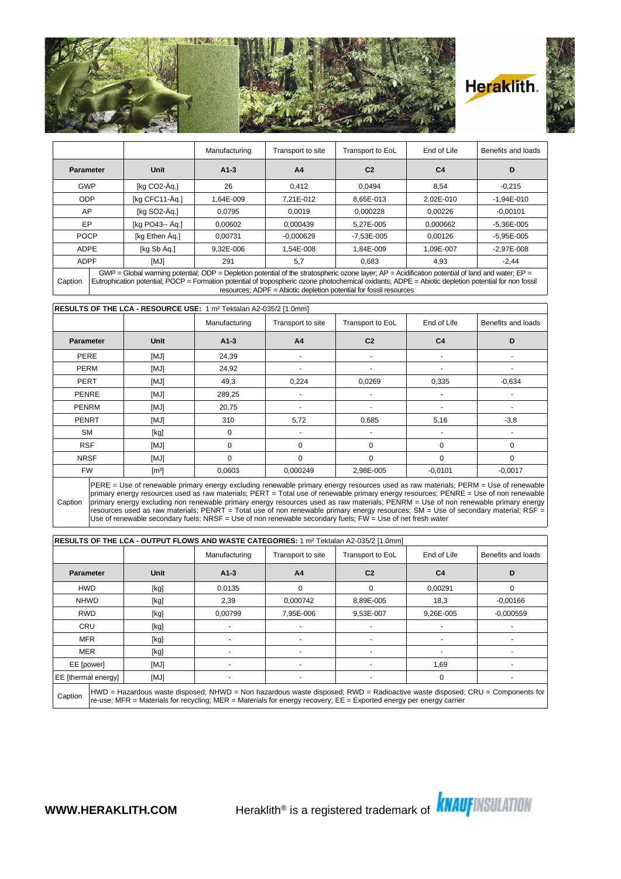Heraklith.

| | | Manufacturing | Transport to site | Transport to EoL | End of Life | Benefits and loads |
|---|---|---|---|---|---|---|
| **Parameter** | **Unit** | **A1-3** | **A4** | **C2** | **C4** | **D** |
| GWP | [kg CO2-Äq.] | 26 | 0,412 | 0,0494 | 8,54 | -0,215 |
| ODP | [kg CFC11-Äq.] | 1,64E-009 | 7,21E-012 | 8,65E-013 | 2,02E-010 | -1,94E-010 |
| AP | [kg SO2-Äq.] | 0,0795 | 0,0019 | 0,000228 | 0,00226 | -0,00101 |
| EP | [kg PO43-- Äq.] | 0,00602 | 0,000439 | 5,27E-005 | 0,000662 | -5,36E-005 |
| POCP | [kg Ethen Äq.] | 0,00731 | -0,000629 | -7,53E-005 | 0,00126 | -5,95E-005 |
| ADPE | [kg Sb Äq.] | 9,32E-006 | 1,54E-008 | 1,84E-009 | 1,09E-007 | -2,97E-008 |
| ADPF | [MJ] | 291 | 5,7 | 0,683 | 4,93 | -2,44 |

Caption: GWP = Global warming potential; ODP = Depletion potential of the stratospheric ozone layer; AP = Acidification potential of land and water; EP = Eutrophication potential; POCP = Formation potential of tropospheric ozone photochemical oxidants; ADPE = Abiotic depletion potential for non fossil resources; ADPF = Abiotic depletion potential for fossil resources

**RESULTS OF THE LCA - RESOURCE USE:** 1 m² Tektalan A2-035/2 [1.0mm]

| | | Manufacturing | Transport to site | Transport to EoL | End of Life | Benefits and loads |
|---|---|---|---|---|---|---|
| **Parameter** | **Unit** | **A1-3** | **A4** | **C2** | **C4** | **D** |
| PERE | [MJ] | 24,39 | - | - | - | - |
| PERM | [MJ] | 24,92 | - | - | - | - |
| PERT | [MJ] | 49,3 | 0,224 | 0,0269 | 0,335 | -0,634 |
| PENRE | [MJ] | 289,25 | - | - | - | - |
| PENRM | [MJ] | 20,75 | - | - | - | - |
| PENRT | [MJ] | 310 | 5,72 | 0,685 | 5,16 | -3,8 |
| SM | [kg] | 0 | - | - | - | - |
| RSF | [MJ] | 0 | 0 | 0 | 0 | 0 |
| NRSF | [MJ] | 0 | 0 | 0 | 0 | 0 |
| FW | [m³] | 0,0603 | 0,000249 | 2,98E-005 | -0,0101 | -0,0017 |

Caption: PERE = Use of renewable primary energy excluding renewable primary energy resources used as raw materials; PERM = Use of renewable primary energy resources used as raw materials; PERT = Total use of renewable primary energy resources; PENRE = Use of non renewable primary energy excluding non renewable primary energy resources used as raw materials; PENRM = Use of non renewable primary energy resources used as raw materials; PENRT = Total use of non renewable primary energy resources; SM = Use of secondary material; RSF = Use of renewable secondary fuels; NRSF = Use of non renewable secondary fuels; FW = Use of net fresh water

**RESULTS OF THE LCA - OUTPUT FLOWS AND WASTE CATEGORIES:** 1 m² Tektalan A2-035/2 [1.0mm]

| | | Manufacturing | Transport to site | Transport to EoL | End of Life | Benefits and loads |
|---|---|---|---|---|---|---|
| **Parameter** | **Unit** | **A1-3** | **A4** | **C2** | **C4** | **D** |
| HWD | [kg] | 0,0135 | 0 | 0 | 0,00291 | 0 |
| NHWD | [kg] | 2,39 | 0,000742 | 8,89E-005 | 18,3 | -0,00166 |
| RWD | [kg] | 0,00799 | 7,95E-006 | 9,53E-007 | 9,26E-005 | -0,000559 |
| CRU | [kg] | - | - | - | - | - |
| MFR | [kg] | - | - | - | - | - |
| MER | [kg] | - | - | - | - | - |
| EE [power] | [MJ] | - | - | - | 1,69 | - |
| EE [thermal energy] | [MJ] | - | - | - | 0 | - |

Caption: HWD = Hazardous waste disposed; NHWD = Non hazardous waste disposed; RWD = Radioactive waste disposed; CRU = Components for re-use; MFR = Materials for recycling; MER = Materials for energy recovery; EE = Exported energy per energy carrier

**WWW.HERAKLITH.COM** Heraklith® is a registered trademark of KNAUF INSULATION